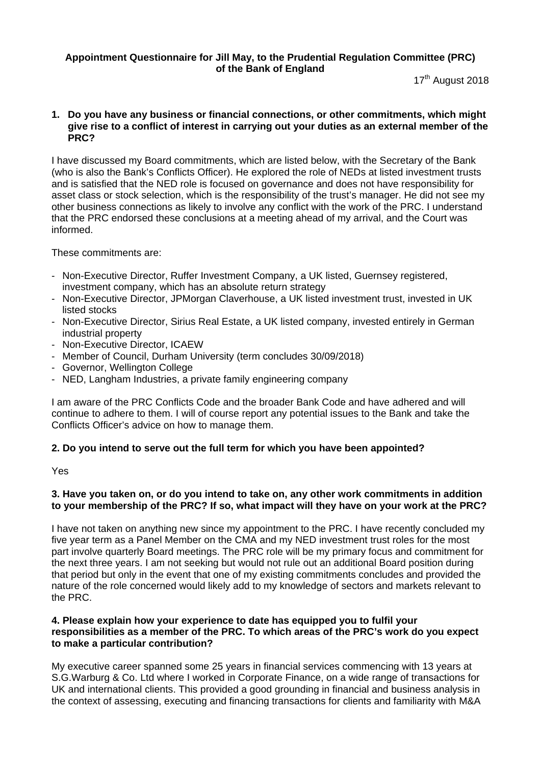**Appointment Questionnaire for Jill May, to the Prudential Regulation Committee (PRC) of the Bank of England**

17th August 2018

**1. Do you have any business or financial connections, or other commitments, which might give rise to a conflict of interest in carrying out your duties as an external member of the PRC?**

I have discussed my Board commitments, which are listed below, with the Secretary of the Bank (who is also the Bank's Conflicts Officer). He explored the role of NEDs at listed investment trusts and is satisfied that the NED role is focused on governance and does not have responsibility for asset class or stock selection, which is the responsibility of the trust's manager. He did not see my other business connections as likely to involve any conflict with the work of the PRC. I understand that the PRC endorsed these conclusions at a meeting ahead of my arrival, and the Court was informed.

These commitments are:

- Non-Executive Director, Ruffer Investment Company, a UK listed, Guernsey registered, investment company, which has an absolute return strategy
- Non-Executive Director, JPMorgan Claverhouse, a UK listed investment trust, invested in UK listed stocks
- Non-Executive Director, Sirius Real Estate, a UK listed company, invested entirely in German industrial property
- Non-Executive Director, ICAEW
- Member of Council, Durham University (term concludes 30/09/2018)
- Governor, Wellington College
- NED, Langham Industries, a private family engineering company

I am aware of the PRC Conflicts Code and the broader Bank Code and have adhered and will continue to adhere to them. I will of course report any potential issues to the Bank and take the Conflicts Officer's advice on how to manage them.

**2. Do you intend to serve out the full term for which you have been appointed?**

Yes

**3. Have you taken on, or do you intend to take on, any other work commitments in addition to your membership of the PRC? If so, what impact will they have on your work at the PRC?**

I have not taken on anything new since my appointment to the PRC. I have recently concluded my five year term as a Panel Member on the CMA and my NED investment trust roles for the most part involve quarterly Board meetings. The PRC role will be my primary focus and commitment for the next three years. I am not seeking but would not rule out an additional Board position during that period but only in the event that one of my existing commitments concludes and provided the nature of the role concerned would likely add to my knowledge of sectors and markets relevant to the PRC.

**4. Please explain how your experience to date has equipped you to fulfil your responsibilities as a member of the PRC. To which areas of the PRC's work do you expect to make a particular contribution?**

My executive career spanned some 25 years in financial services commencing with 13 years at S.G.Warburg & Co. Ltd where I worked in Corporate Finance, on a wide range of transactions for UK and international clients. This provided a good grounding in financial and business analysis in the context of assessing, executing and financing transactions for clients and familiarity with M&A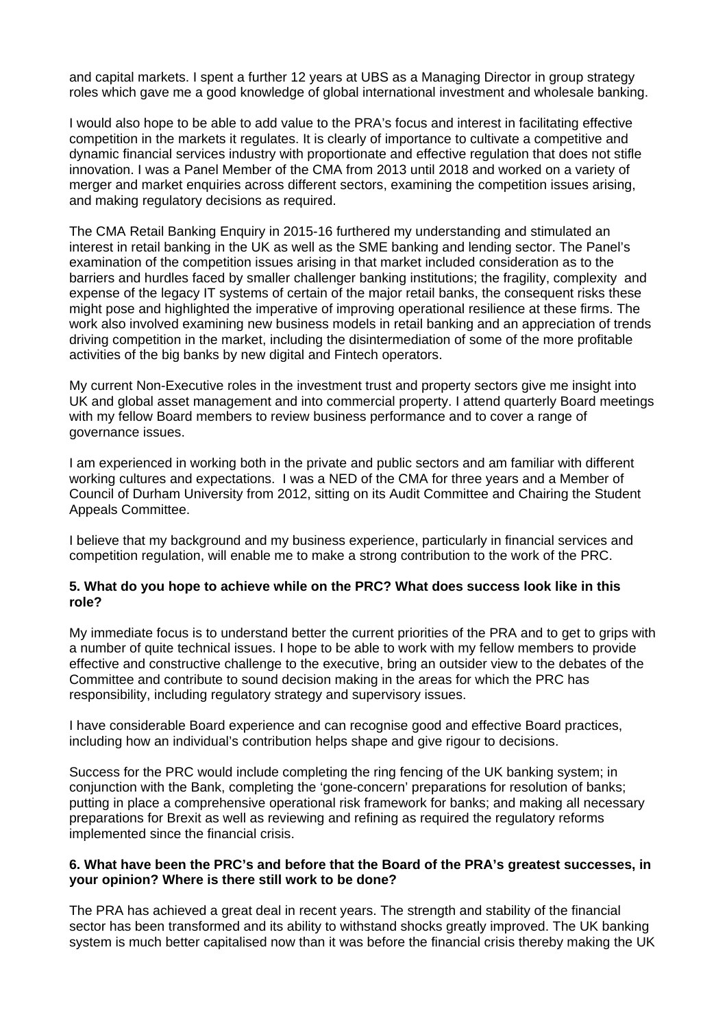and capital markets. I spent a further 12 years at UBS as a Managing Director in group strategy roles which gave me a good knowledge of global international investment and wholesale banking.

I would also hope to be able to add value to the PRA's focus and interest in facilitating effective competition in the markets it regulates. It is clearly of importance to cultivate a competitive and dynamic financial services industry with proportionate and effective regulation that does not stifle innovation. I was a Panel Member of the CMA from 2013 until 2018 and worked on a variety of merger and market enquiries across different sectors, examining the competition issues arising, and making regulatory decisions as required.

The CMA Retail Banking Enquiry in 2015-16 furthered my understanding and stimulated an interest in retail banking in the UK as well as the SME banking and lending sector. The Panel's examination of the competition issues arising in that market included consideration as to the barriers and hurdles faced by smaller challenger banking institutions; the fragility, complexity and expense of the legacy IT systems of certain of the major retail banks, the consequent risks these might pose and highlighted the imperative of improving operational resilience at these firms. The work also involved examining new business models in retail banking and an appreciation of trends driving competition in the market, including the disintermediation of some of the more profitable activities of the big banks by new digital and Fintech operators.

My current Non-Executive roles in the investment trust and property sectors give me insight into UK and global asset management and into commercial property. I attend quarterly Board meetings with my fellow Board members to review business performance and to cover a range of governance issues.

I am experienced in working both in the private and public sectors and am familiar with different working cultures and expectations. I was a NED of the CMA for three years and a Member of Council of Durham University from 2012, sitting on its Audit Committee and Chairing the Student Appeals Committee.

I believe that my background and my business experience, particularly in financial services and competition regulation, will enable me to make a strong contribution to the work of the PRC.

**5. What do you hope to achieve while on the PRC? What does success look like in this role?**

My immediate focus is to understand better the current priorities of the PRA and to get to grips with a number of quite technical issues. I hope to be able to work with my fellow members to provide effective and constructive challenge to the executive, bring an outsider view to the debates of the Committee and contribute to sound decision making in the areas for which the PRC has responsibility, including regulatory strategy and supervisory issues.

I have considerable Board experience and can recognise good and effective Board practices, including how an individual's contribution helps shape and give rigour to decisions.

Success for the PRC would include completing the ring fencing of the UK banking system; in conjunction with the Bank, completing the 'gone-concern' preparations for resolution of banks; putting in place a comprehensive operational risk framework for banks; and making all necessary preparations for Brexit as well as reviewing and refining as required the regulatory reforms implemented since the financial crisis.

**6. What have been the PRC's and before that the Board of the PRA's greatest successes, in your opinion? Where is there still work to be done?**

The PRA has achieved a great deal in recent years. The strength and stability of the financial sector has been transformed and its ability to withstand shocks greatly improved. The UK banking system is much better capitalised now than it was before the financial crisis thereby making the UK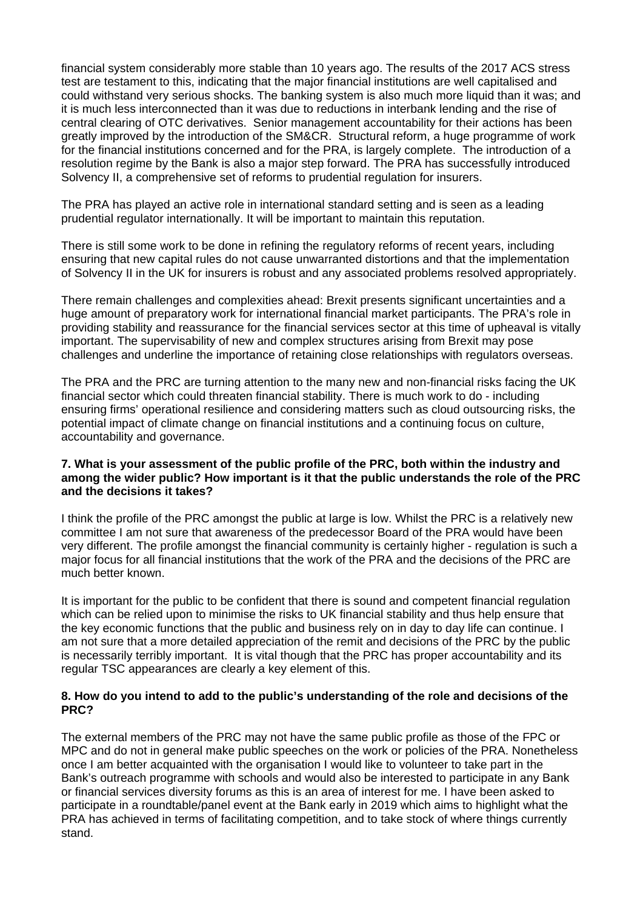financial system considerably more stable than 10 years ago. The results of the 2017 ACS stress test are testament to this, indicating that the major financial institutions are well capitalised and could withstand very serious shocks. The banking system is also much more liquid than it was; and it is much less interconnected than it was due to reductions in interbank lending and the rise of central clearing of OTC derivatives. Senior management accountability for their actions has been greatly improved by the introduction of the SM&CR. Structural reform, a huge programme of work for the financial institutions concerned and for the PRA, is largely complete. The introduction of a resolution regime by the Bank is also a major step forward. The PRA has successfully introduced Solvency II, a comprehensive set of reforms to prudential regulation for insurers.

The PRA has played an active role in international standard setting and is seen as a leading prudential regulator internationally. It will be important to maintain this reputation.

There is still some work to be done in refining the regulatory reforms of recent years, including ensuring that new capital rules do not cause unwarranted distortions and that the implementation of Solvency II in the UK for insurers is robust and any associated problems resolved appropriately.

There remain challenges and complexities ahead: Brexit presents significant uncertainties and a huge amount of preparatory work for international financial market participants. The PRA's role in providing stability and reassurance for the financial services sector at this time of upheaval is vitally important. The supervisability of new and complex structures arising from Brexit may pose challenges and underline the importance of retaining close relationships with regulators overseas.

The PRA and the PRC are turning attention to the many new and non-financial risks facing the UK financial sector which could threaten financial stability. There is much work to do - including ensuring firms' operational resilience and considering matters such as cloud outsourcing risks, the potential impact of climate change on financial institutions and a continuing focus on culture, accountability and governance.

**7. What is your assessment of the public profile of the PRC, both within the industry and among the wider public? How important is it that the public understands the role of the PRC and the decisions it takes?**

I think the profile of the PRC amongst the public at large is low. Whilst the PRC is a relatively new committee I am not sure that awareness of the predecessor Board of the PRA would have been very different. The profile amongst the financial community is certainly higher - regulation is such a major focus for all financial institutions that the work of the PRA and the decisions of the PRC are much better known.

It is important for the public to be confident that there is sound and competent financial regulation which can be relied upon to minimise the risks to UK financial stability and thus help ensure that the key economic functions that the public and business rely on in day to day life can continue. I am not sure that a more detailed appreciation of the remit and decisions of the PRC by the public is necessarily terribly important. It is vital though that the PRC has proper accountability and its regular TSC appearances are clearly a key element of this.

**8. How do you intend to add to the public's understanding of the role and decisions of the PRC?**

The external members of the PRC may not have the same public profile as those of the FPC or MPC and do not in general make public speeches on the work or policies of the PRA. Nonetheless once I am better acquainted with the organisation I would like to volunteer to take part in the Bank's outreach programme with schools and would also be interested to participate in any Bank or financial services diversity forums as this is an area of interest for me. I have been asked to participate in a roundtable/panel event at the Bank early in 2019 which aims to highlight what the PRA has achieved in terms of facilitating competition, and to take stock of where things currently stand.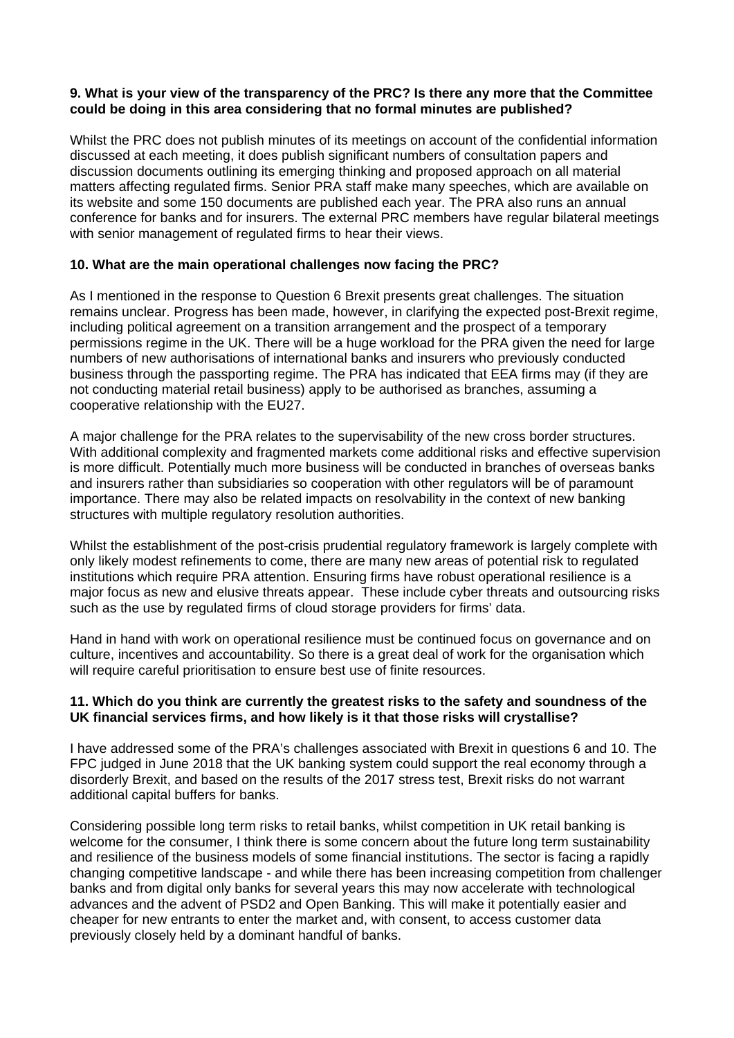**9. What is your view of the transparency of the PRC? Is there any more that the Committee could be doing in this area considering that no formal minutes are published?**

Whilst the PRC does not publish minutes of its meetings on account of the confidential information discussed at each meeting, it does publish significant numbers of consultation papers and discussion documents outlining its emerging thinking and proposed approach on all material matters affecting regulated firms. Senior PRA staff make many speeches, which are available on its website and some 150 documents are published each year. The PRA also runs an annual conference for banks and for insurers. The external PRC members have regular bilateral meetings with senior management of regulated firms to hear their views.

**10. What are the main operational challenges now facing the PRC?**

As I mentioned in the response to Question 6 Brexit presents great challenges. The situation remains unclear. Progress has been made, however, in clarifying the expected post-Brexit regime, including political agreement on a transition arrangement and the prospect of a temporary permissions regime in the UK. There will be a huge workload for the PRA given the need for large numbers of new authorisations of international banks and insurers who previously conducted business through the passporting regime. The PRA has indicated that EEA firms may (if they are not conducting material retail business) apply to be authorised as branches, assuming a cooperative relationship with the EU27.

A major challenge for the PRA relates to the supervisability of the new cross border structures. With additional complexity and fragmented markets come additional risks and effective supervision is more difficult. Potentially much more business will be conducted in branches of overseas banks and insurers rather than subsidiaries so cooperation with other regulators will be of paramount importance. There may also be related impacts on resolvability in the context of new banking structures with multiple regulatory resolution authorities.

Whilst the establishment of the post-crisis prudential regulatory framework is largely complete with only likely modest refinements to come, there are many new areas of potential risk to regulated institutions which require PRA attention. Ensuring firms have robust operational resilience is a major focus as new and elusive threats appear. These include cyber threats and outsourcing risks such as the use by regulated firms of cloud storage providers for firms' data.

Hand in hand with work on operational resilience must be continued focus on governance and on culture, incentives and accountability. So there is a great deal of work for the organisation which will require careful prioritisation to ensure best use of finite resources.

**11. Which do you think are currently the greatest risks to the safety and soundness of the UK financial services firms, and how likely is it that those risks will crystallise?**

I have addressed some of the PRA's challenges associated with Brexit in questions 6 and 10. The FPC judged in June 2018 that the UK banking system could support the real economy through a disorderly Brexit, and based on the results of the 2017 stress test, Brexit risks do not warrant additional capital buffers for banks.

Considering possible long term risks to retail banks, whilst competition in UK retail banking is welcome for the consumer, I think there is some concern about the future long term sustainability and resilience of the business models of some financial institutions. The sector is facing a rapidly changing competitive landscape - and while there has been increasing competition from challenger banks and from digital only banks for several years this may now accelerate with technological advances and the advent of PSD2 and Open Banking. This will make it potentially easier and cheaper for new entrants to enter the market and, with consent, to access customer data previously closely held by a dominant handful of banks.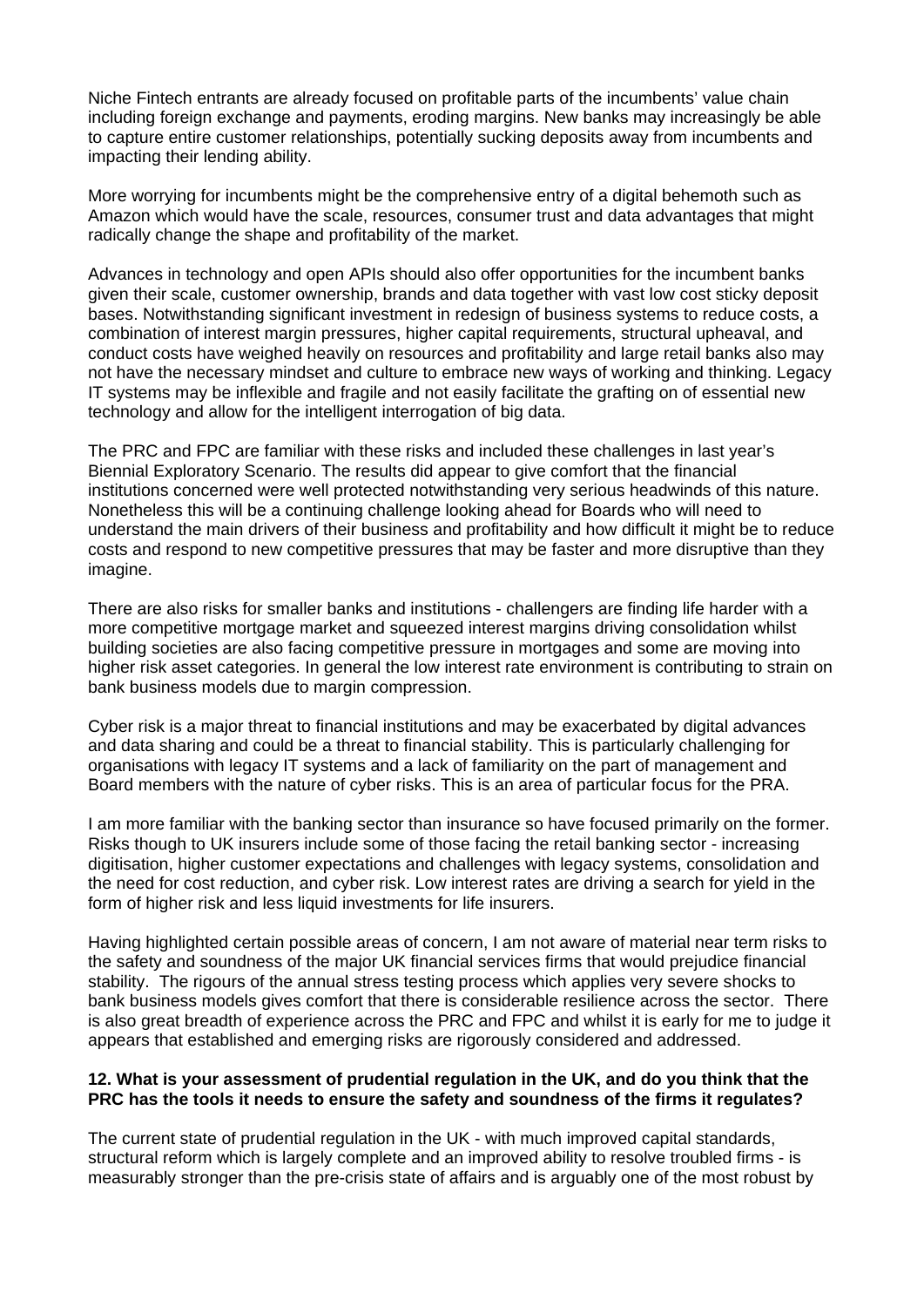Niche Fintech entrants are already focused on profitable parts of the incumbents' value chain including foreign exchange and payments, eroding margins. New banks may increasingly be able to capture entire customer relationships, potentially sucking deposits away from incumbents and impacting their lending ability.

More worrying for incumbents might be the comprehensive entry of a digital behemoth such as Amazon which would have the scale, resources, consumer trust and data advantages that might radically change the shape and profitability of the market.

Advances in technology and open APIs should also offer opportunities for the incumbent banks given their scale, customer ownership, brands and data together with vast low cost sticky deposit bases. Notwithstanding significant investment in redesign of business systems to reduce costs, a combination of interest margin pressures, higher capital requirements, structural upheaval, and conduct costs have weighed heavily on resources and profitability and large retail banks also may not have the necessary mindset and culture to embrace new ways of working and thinking. Legacy IT systems may be inflexible and fragile and not easily facilitate the grafting on of essential new technology and allow for the intelligent interrogation of big data.

The PRC and FPC are familiar with these risks and included these challenges in last year's Biennial Exploratory Scenario. The results did appear to give comfort that the financial institutions concerned were well protected notwithstanding very serious headwinds of this nature. Nonetheless this will be a continuing challenge looking ahead for Boards who will need to understand the main drivers of their business and profitability and how difficult it might be to reduce costs and respond to new competitive pressures that may be faster and more disruptive than they imagine.

There are also risks for smaller banks and institutions - challengers are finding life harder with a more competitive mortgage market and squeezed interest margins driving consolidation whilst building societies are also facing competitive pressure in mortgages and some are moving into higher risk asset categories. In general the low interest rate environment is contributing to strain on bank business models due to margin compression.

Cyber risk is a major threat to financial institutions and may be exacerbated by digital advances and data sharing and could be a threat to financial stability. This is particularly challenging for organisations with legacy IT systems and a lack of familiarity on the part of management and Board members with the nature of cyber risks. This is an area of particular focus for the PRA.

I am more familiar with the banking sector than insurance so have focused primarily on the former. Risks though to UK insurers include some of those facing the retail banking sector - increasing digitisation, higher customer expectations and challenges with legacy systems, consolidation and the need for cost reduction, and cyber risk. Low interest rates are driving a search for yield in the form of higher risk and less liquid investments for life insurers.

Having highlighted certain possible areas of concern, I am not aware of material near term risks to the safety and soundness of the major UK financial services firms that would prejudice financial stability. The rigours of the annual stress testing process which applies very severe shocks to bank business models gives comfort that there is considerable resilience across the sector. There is also great breadth of experience across the PRC and FPC and whilst it is early for me to judge it appears that established and emerging risks are rigorously considered and addressed.

**12. What is your assessment of prudential regulation in the UK, and do you think that the PRC has the tools it needs to ensure the safety and soundness of the firms it regulates?**

The current state of prudential regulation in the UK - with much improved capital standards, structural reform which is largely complete and an improved ability to resolve troubled firms - is measurably stronger than the pre-crisis state of affairs and is arguably one of the most robust by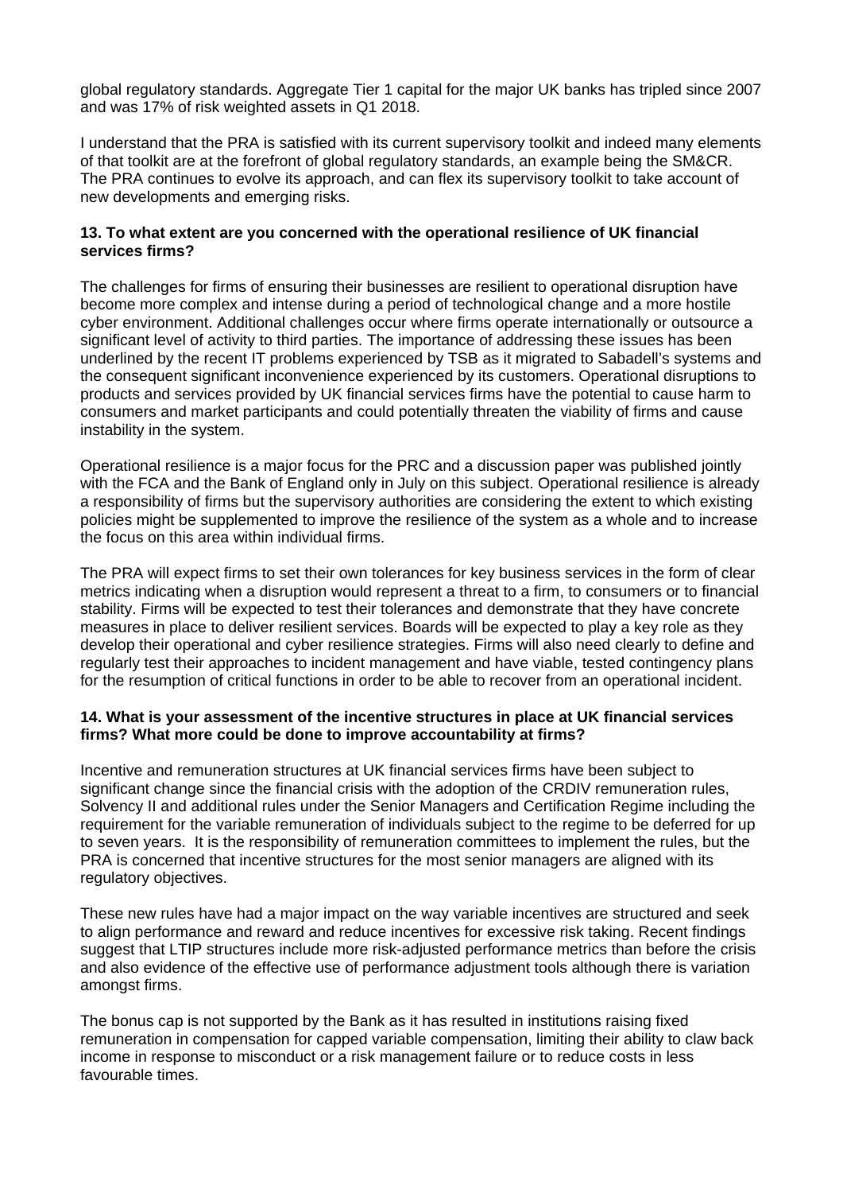global regulatory standards. Aggregate Tier 1 capital for the major UK banks has tripled since 2007 and was 17% of risk weighted assets in Q1 2018.

I understand that the PRA is satisfied with its current supervisory toolkit and indeed many elements of that toolkit are at the forefront of global regulatory standards, an example being the SM&CR. The PRA continues to evolve its approach, and can flex its supervisory toolkit to take account of new developments and emerging risks.

**13. To what extent are you concerned with the operational resilience of UK financial services firms?**

The challenges for firms of ensuring their businesses are resilient to operational disruption have become more complex and intense during a period of technological change and a more hostile cyber environment. Additional challenges occur where firms operate internationally or outsource a significant level of activity to third parties. The importance of addressing these issues has been underlined by the recent IT problems experienced by TSB as it migrated to Sabadell's systems and the consequent significant inconvenience experienced by its customers. Operational disruptions to products and services provided by UK financial services firms have the potential to cause harm to consumers and market participants and could potentially threaten the viability of firms and cause instability in the system.

Operational resilience is a major focus for the PRC and a discussion paper was published jointly with the FCA and the Bank of England only in July on this subject. Operational resilience is already a responsibility of firms but the supervisory authorities are considering the extent to which existing policies might be supplemented to improve the resilience of the system as a whole and to increase the focus on this area within individual firms.

The PRA will expect firms to set their own tolerances for key business services in the form of clear metrics indicating when a disruption would represent a threat to a firm, to consumers or to financial stability. Firms will be expected to test their tolerances and demonstrate that they have concrete measures in place to deliver resilient services. Boards will be expected to play a key role as they develop their operational and cyber resilience strategies. Firms will also need clearly to define and regularly test their approaches to incident management and have viable, tested contingency plans for the resumption of critical functions in order to be able to recover from an operational incident.

**14. What is your assessment of the incentive structures in place at UK financial services firms? What more could be done to improve accountability at firms?**

Incentive and remuneration structures at UK financial services firms have been subject to significant change since the financial crisis with the adoption of the CRDIV remuneration rules, Solvency II and additional rules under the Senior Managers and Certification Regime including the requirement for the variable remuneration of individuals subject to the regime to be deferred for up to seven years. It is the responsibility of remuneration committees to implement the rules, but the PRA is concerned that incentive structures for the most senior managers are aligned with its regulatory objectives.

These new rules have had a major impact on the way variable incentives are structured and seek to align performance and reward and reduce incentives for excessive risk taking. Recent findings suggest that LTIP structures include more risk-adjusted performance metrics than before the crisis and also evidence of the effective use of performance adjustment tools although there is variation amongst firms.

The bonus cap is not supported by the Bank as it has resulted in institutions raising fixed remuneration in compensation for capped variable compensation, limiting their ability to claw back income in response to misconduct or a risk management failure or to reduce costs in less favourable times.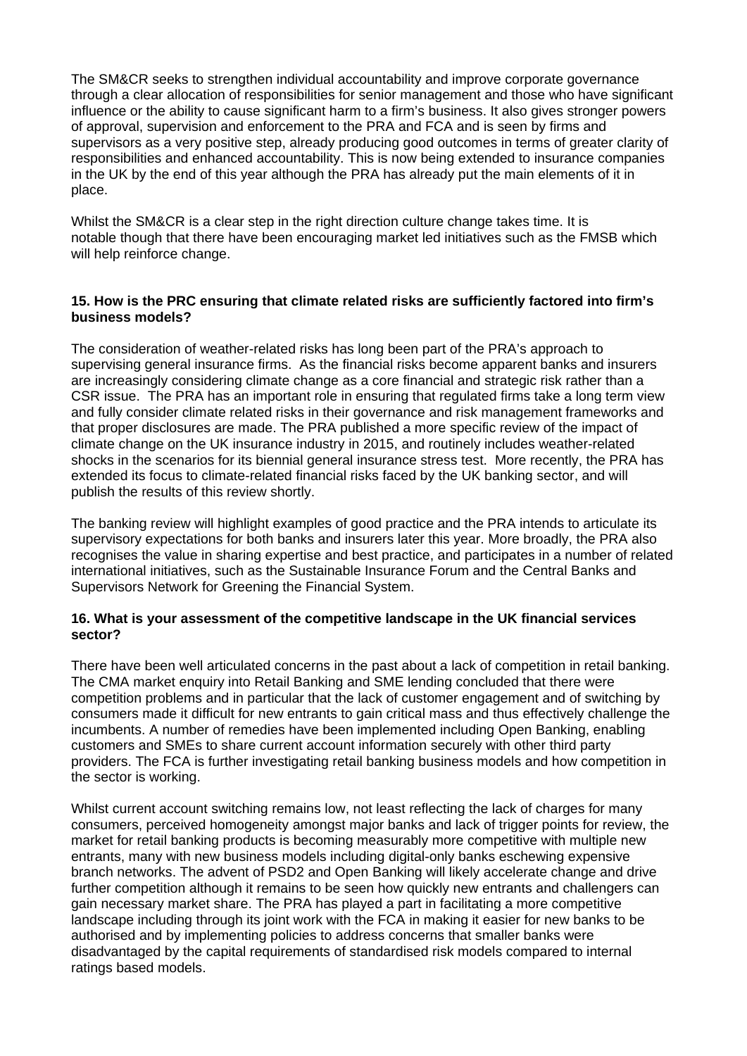The SM&CR seeks to strengthen individual accountability and improve corporate governance through a clear allocation of responsibilities for senior management and those who have significant influence or the ability to cause significant harm to a firm's business. It also gives stronger powers of approval, supervision and enforcement to the PRA and FCA and is seen by firms and supervisors as a very positive step, already producing good outcomes in terms of greater clarity of responsibilities and enhanced accountability. This is now being extended to insurance companies in the UK by the end of this year although the PRA has already put the main elements of it in place.

Whilst the SM&CR is a clear step in the right direction culture change takes time. It is notable though that there have been encouraging market led initiatives such as the FMSB which will help reinforce change.

**15. How is the PRC ensuring that climate related risks are sufficiently factored into firm's business models?**

The consideration of weather-related risks has long been part of the PRA's approach to supervising general insurance firms. As the financial risks become apparent banks and insurers are increasingly considering climate change as a core financial and strategic risk rather than a CSR issue. The PRA has an important role in ensuring that regulated firms take a long term view and fully consider climate related risks in their governance and risk management frameworks and that proper disclosures are made. The PRA published a more specific review of the impact of climate change on the UK insurance industry in 2015, and routinely includes weather-related shocks in the scenarios for its biennial general insurance stress test. More recently, the PRA has extended its focus to climate-related financial risks faced by the UK banking sector, and will publish the results of this review shortly.

The banking review will highlight examples of good practice and the PRA intends to articulate its supervisory expectations for both banks and insurers later this year. More broadly, the PRA also recognises the value in sharing expertise and best practice, and participates in a number of related international initiatives, such as the Sustainable Insurance Forum and the Central Banks and Supervisors Network for Greening the Financial System.

**16. What is your assessment of the competitive landscape in the UK financial services sector?**

There have been well articulated concerns in the past about a lack of competition in retail banking. The CMA market enquiry into Retail Banking and SME lending concluded that there were competition problems and in particular that the lack of customer engagement and of switching by consumers made it difficult for new entrants to gain critical mass and thus effectively challenge the incumbents. A number of remedies have been implemented including Open Banking, enabling customers and SMEs to share current account information securely with other third party providers. The FCA is further investigating retail banking business models and how competition in the sector is working.

Whilst current account switching remains low, not least reflecting the lack of charges for many consumers, perceived homogeneity amongst major banks and lack of trigger points for review, the market for retail banking products is becoming measurably more competitive with multiple new entrants, many with new business models including digital-only banks eschewing expensive branch networks. The advent of PSD2 and Open Banking will likely accelerate change and drive further competition although it remains to be seen how quickly new entrants and challengers can gain necessary market share. The PRA has played a part in facilitating a more competitive landscape including through its joint work with the FCA in making it easier for new banks to be authorised and by implementing policies to address concerns that smaller banks were disadvantaged by the capital requirements of standardised risk models compared to internal ratings based models.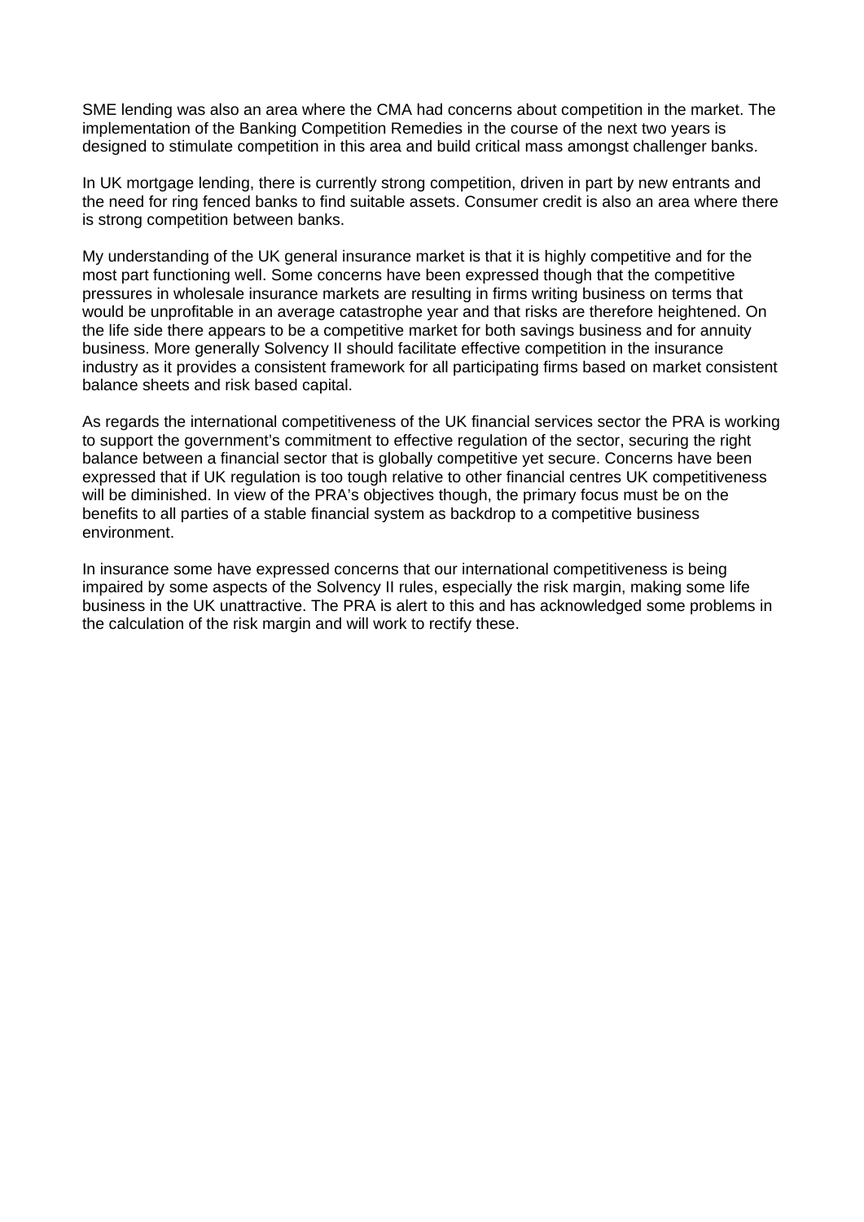SME lending was also an area where the CMA had concerns about competition in the market. The implementation of the Banking Competition Remedies in the course of the next two years is designed to stimulate competition in this area and build critical mass amongst challenger banks.

In UK mortgage lending, there is currently strong competition, driven in part by new entrants and the need for ring fenced banks to find suitable assets. Consumer credit is also an area where there is strong competition between banks.

My understanding of the UK general insurance market is that it is highly competitive and for the most part functioning well. Some concerns have been expressed though that the competitive pressures in wholesale insurance markets are resulting in firms writing business on terms that would be unprofitable in an average catastrophe year and that risks are therefore heightened. On the life side there appears to be a competitive market for both savings business and for annuity business. More generally Solvency II should facilitate effective competition in the insurance industry as it provides a consistent framework for all participating firms based on market consistent balance sheets and risk based capital.

As regards the international competitiveness of the UK financial services sector the PRA is working to support the government's commitment to effective regulation of the sector, securing the right balance between a financial sector that is globally competitive yet secure. Concerns have been expressed that if UK regulation is too tough relative to other financial centres UK competitiveness will be diminished. In view of the PRA's objectives though, the primary focus must be on the benefits to all parties of a stable financial system as backdrop to a competitive business environment.

In insurance some have expressed concerns that our international competitiveness is being impaired by some aspects of the Solvency II rules, especially the risk margin, making some life business in the UK unattractive. The PRA is alert to this and has acknowledged some problems in the calculation of the risk margin and will work to rectify these.